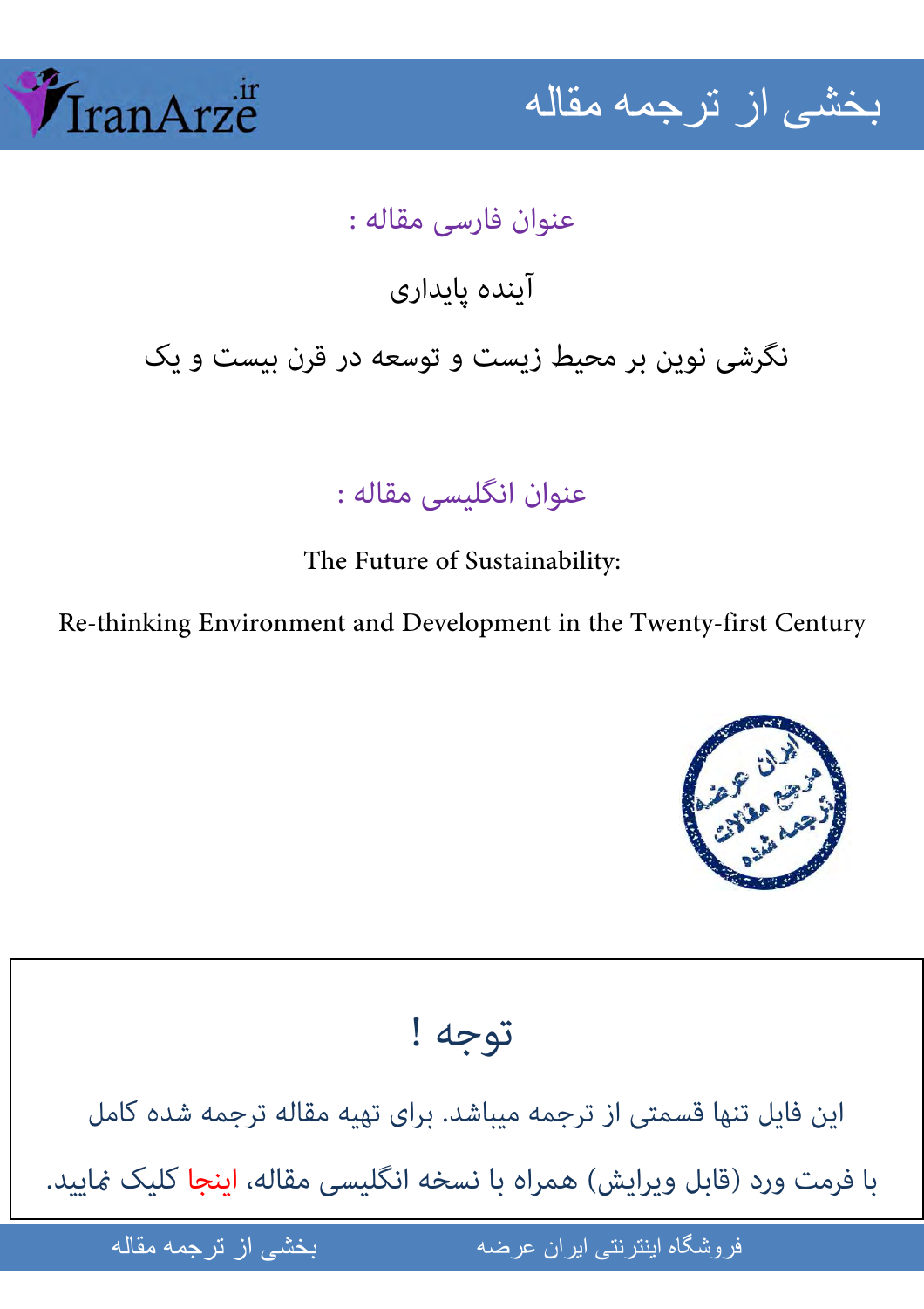عنوان فارسی مقاله :

آینده پایداری

نگرشی نوین بر محیط زیست و توسعه در قرن بیست و یک

عنوان انگلیسی مقاله :

The Future of Sustainability:

Re-thinking Environment and Development in the Twenty-first Century

## توجه !

این فایل تنها قسمتی از ترجمه میباشد. برای تهیه مقاله ترجمه شده کامل

با فرمت ورد (قابل ویرایش) همراه با نسخه انگلیسی مقاله، اینجا کلیک نمایید.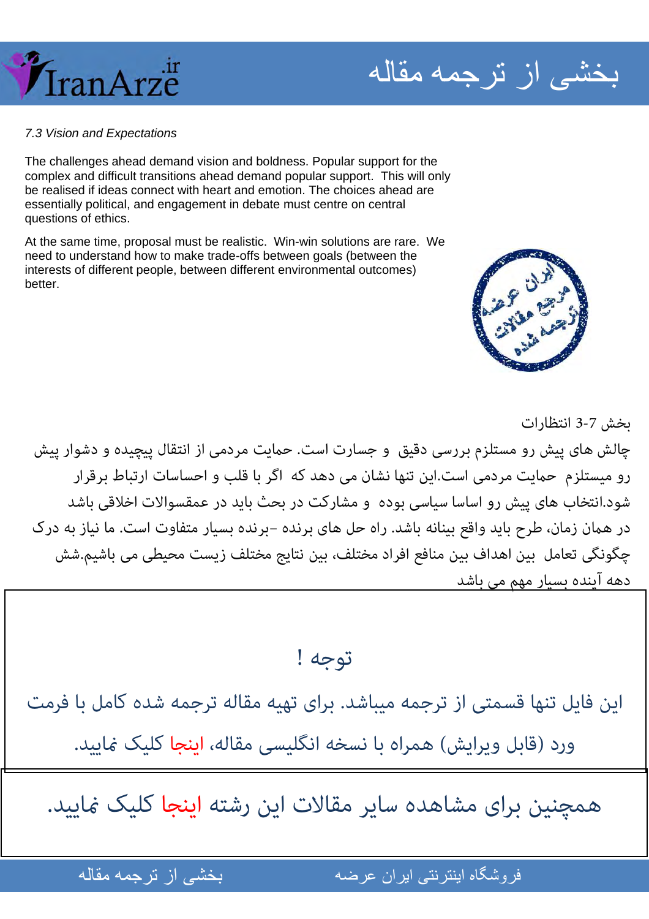*7.3 Vision and Expectations*

The challenges ahead demand vision and boldness. Popular support for the complex and difficult transitions ahead demand popular support. This will only be realised if ideas connect with heart and emotion. The choices ahead are essentially political, and engagement in debate must centre on central questions of ethics.

At the same time, proposal must be realistic. Win-win solutions are rare. We need to understand how to make trade-offs between goals (between the interests of different people, between different environmental outcomes) better.

بخش 7-3 انتظارات

چالش های پیش رو مستلزم بررسی دقیق و جسارت است. حمایت مردمی از انتقال پیچیده و دشوار پیش رو میستلزم حمایت مردمی است.این تنها نشان می دهد که اگر با قلب و احساسات ارتباط برقرار شود.انتخاب های پیش رو اساسا سیاسی بوده و مشارکت در بحث باید در عمقسوالات اخلاقی باشد در همان زمان، طرح باید واقع بینانه باشد. راه حل های برنده -برنده بسیار متفاوت است. ما نیاز به درک چگونگی تعامل بین اهداف بین منافع افراد مختلف، بین نتایج مختلف زیست محیطی می باشیم.شش دهه آینده بسیار مهم می باشد

توجه !

این فایل تنها قسمتی از ترجمه میباشد. برای تهیه مقاله ترجمه شده کامل با فرمت ورد (قابل ویرایش) همراه با نسخه انگلیسی مقاله، اینجا کلیک نمایید.

همچنین برای مشاهده سایر مقالات این رشته اینجا کلیک نمایید.